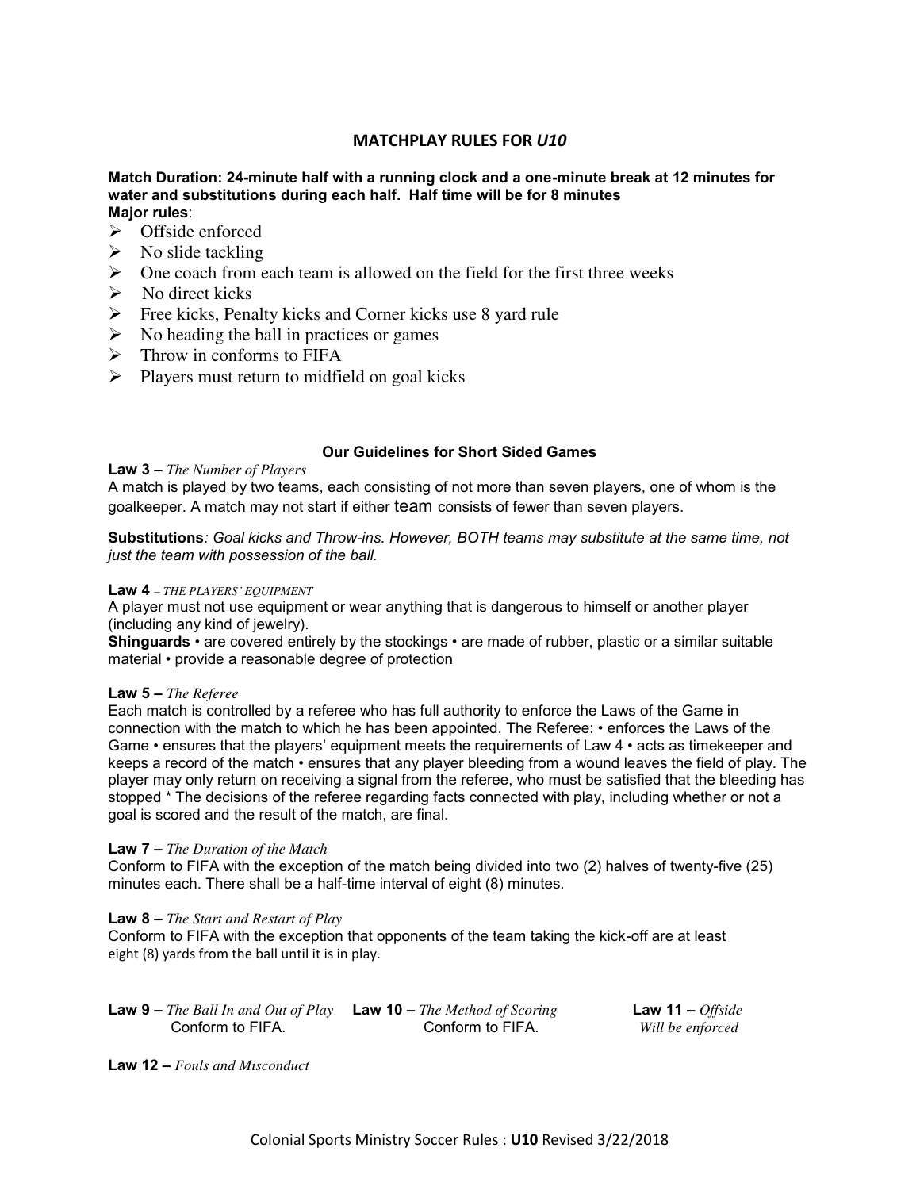# MATCHPLAY RULES FOR *U10*

**Match Duration: 24-minute half with a running clock and a one-minute break at 12 minutes for water and substitutions during each half. Half time will be for 8 minutes**

**Major rules**:

- Offside enforced
- No slide tackling
- One coach from each team is allowed on the field for the first three weeks
- No direct kicks
- Free kicks, Penalty kicks and Corner kicks use 8 yard rule
- No heading the ball in practices or games
- Throw in conforms to FIFA
- Players must return to midfield on goal kicks

## Our Guidelines for Short Sided Games

**Law 3 –** *The Number of Players*

A match is played by two teams, each consisting of not more than seven players, one of whom is the goalkeeper. A match may not start if either team consists of fewer than seven players.

**Substitutions***: Goal kicks and Throw-ins. However, BOTH teams may substitute at the same time, not just the team with possession of the ball.*

**Law 4** *– THE PLAYERS' EQUIPMENT*

A player must not use equipment or wear anything that is dangerous to himself or another player (including any kind of jewelry).

**Shinguards** • are covered entirely by the stockings • are made of rubber, plastic or a similar suitable material • provide a reasonable degree of protection

**Law 5 –** *The Referee*

Each match is controlled by a referee who has full authority to enforce the Laws of the Game in connection with the match to which he has been appointed. The Referee: • enforces the Laws of the Game • ensures that the players' equipment meets the requirements of Law 4 • acts as timekeeper and keeps a record of the match • ensures that any player bleeding from a wound leaves the field of play. The player may only return on receiving a signal from the referee, who must be satisfied that the bleeding has stopped * The decisions of the referee regarding facts connected with play, including whether or not a goal is scored and the result of the match, are final.

**Law 7 –** *The Duration of the Match*

Conform to FIFA with the exception of the match being divided into two (2) halves of twenty-five (25) minutes each. There shall be a half-time interval of eight (8) minutes.

**Law 8 –** *The Start and Restart of Play*

Conform to FIFA with the exception that opponents of the team taking the kick-off are at least eight (8) yards from the ball until it is in play.

**Law 9 –** *The Ball In and Out of Play*
Conform to FIFA.

**Law 10 –** *The Method of Scoring*
Conform to FIFA.

**Law 11 –** *Offside*
*Will be enforced*

**Law 12 –** *Fouls and Misconduct*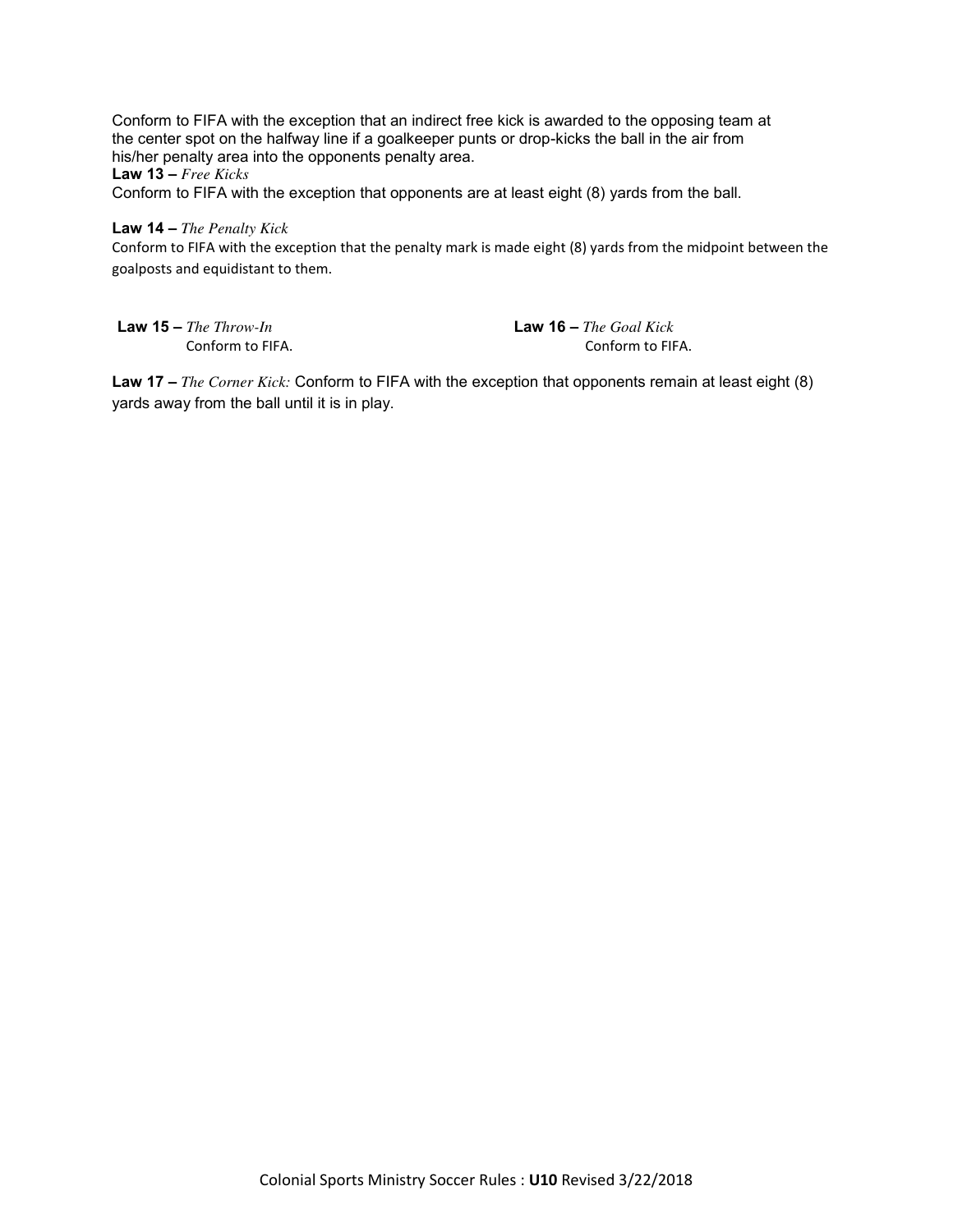Conform to FIFA with the exception that an indirect free kick is awarded to the opposing team at the center spot on the halfway line if a goalkeeper punts or drop-kicks the ball in the air from his/her penalty area into the opponents penalty area.

**Law 13 –** *Free Kicks*

Conform to FIFA with the exception that opponents are at least eight (8) yards from the ball.

**Law 14 –** *The Penalty Kick*

Conform to FIFA with the exception that the penalty mark is made eight (8) yards from the midpoint between the goalposts and equidistant to them.

**Law 15 –** *The Throw-In*

Conform to FIFA.

**Law 16 –** *The Goal Kick*

Conform to FIFA.

**Law 17 –** *The Corner Kick:* Conform to FIFA with the exception that opponents remain at least eight (8) yards away from the ball until it is in play.